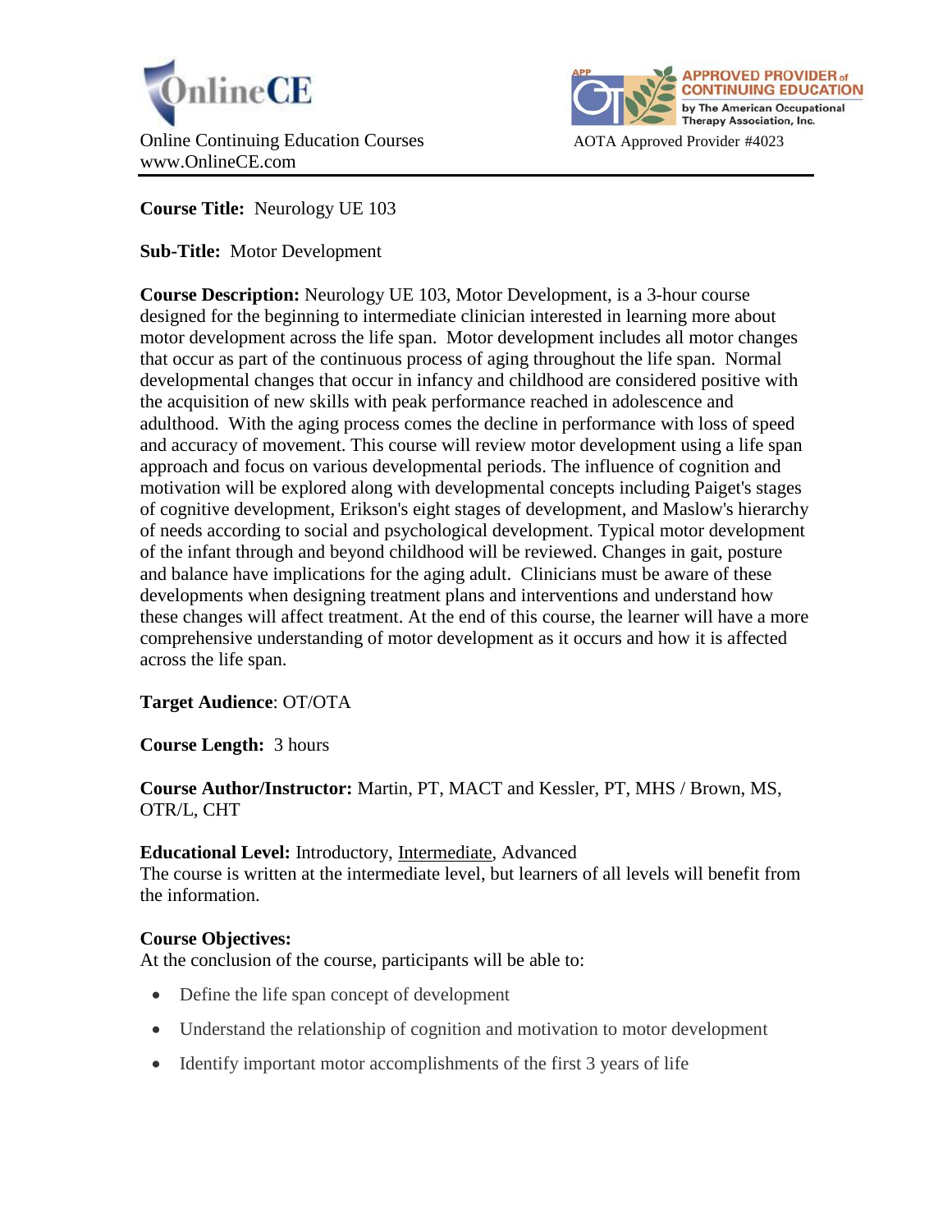OnlineCE

Online Continuing Education Courses
www.OnlineCE.com

APPROVED PROVIDER of CONTINUING EDUCATION by The American Occupational Therapy Association, Inc.

AOTA Approved Provider #4023

**Course Title:** Neurology UE 103

**Sub-Title:** Motor Development

**Course Description:** Neurology UE 103, Motor Development, is a 3-hour course designed for the beginning to intermediate clinician interested in learning more about motor development across the life span. Motor development includes all motor changes that occur as part of the continuous process of aging throughout the life span. Normal developmental changes that occur in infancy and childhood are considered positive with the acquisition of new skills with peak performance reached in adolescence and adulthood. With the aging process comes the decline in performance with loss of speed and accuracy of movement. This course will review motor development using a life span approach and focus on various developmental periods. The influence of cognition and motivation will be explored along with developmental concepts including Paiget's stages of cognitive development, Erikson's eight stages of development, and Maslow's hierarchy of needs according to social and psychological development. Typical motor development of the infant through and beyond childhood will be reviewed. Changes in gait, posture and balance have implications for the aging adult. Clinicians must be aware of these developments when designing treatment plans and interventions and understand how these changes will affect treatment. At the end of this course, the learner will have a more comprehensive understanding of motor development as it occurs and how it is affected across the life span.

**Target Audience**: OT/OTA

**Course Length:** 3 hours

**Course Author/Instructor:** Martin, PT, MACT and Kessler, PT, MHS / Brown, MS, OTR/L, CHT

**Educational Level:** Introductory, Intermediate, Advanced
The course is written at the intermediate level, but learners of all levels will benefit from the information.

**Course Objectives:**
At the conclusion of the course, participants will be able to:

- Define the life span concept of development
- Understand the relationship of cognition and motivation to motor development
- Identify important motor accomplishments of the first 3 years of life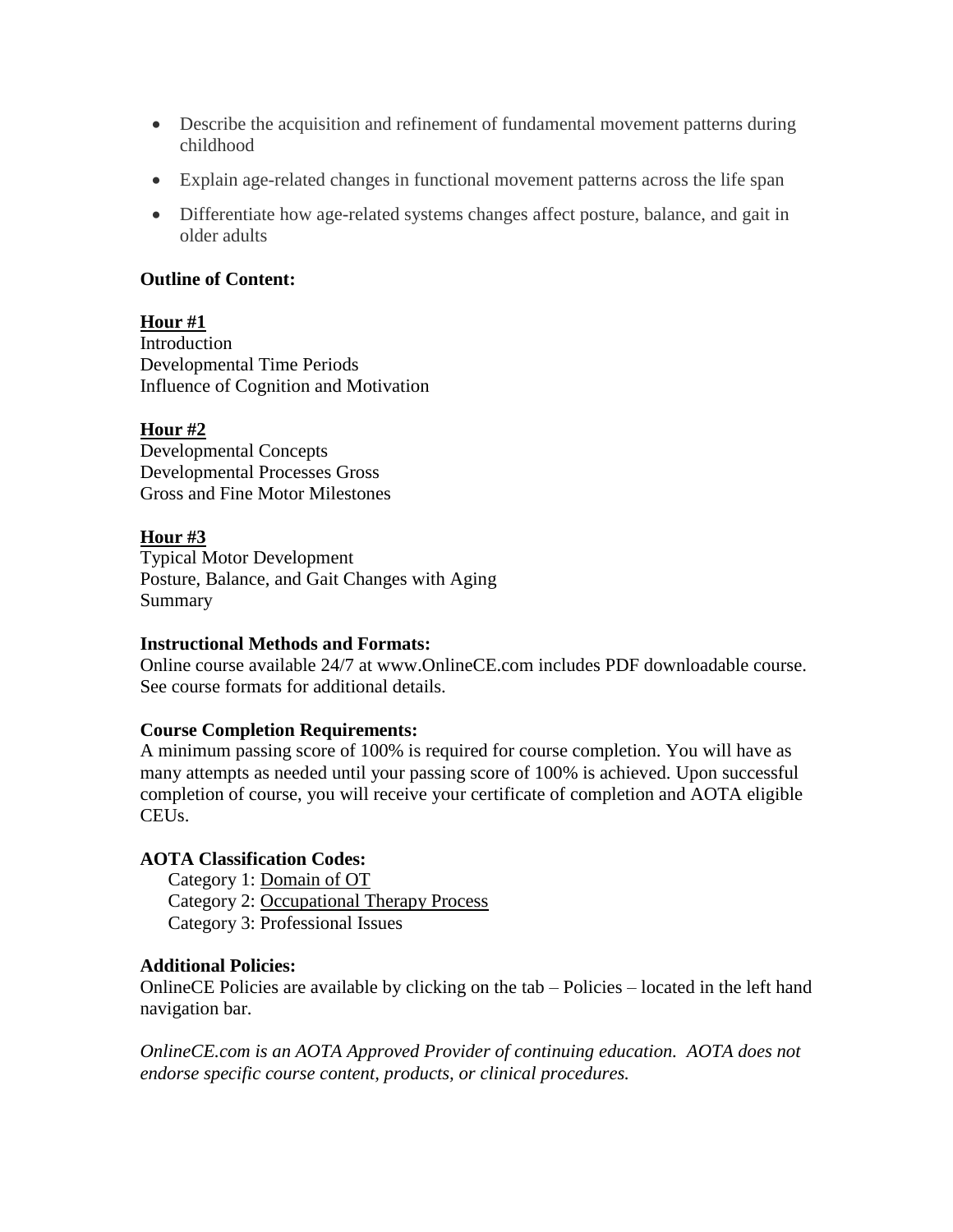- Describe the acquisition and refinement of fundamental movement patterns during childhood
- Explain age-related changes in functional movement patterns across the life span
- Differentiate how age-related systems changes affect posture, balance, and gait in older adults

**Outline of Content:**

**Hour #1**
Introduction
Developmental Time Periods
Influence of Cognition and Motivation

**Hour #2**
Developmental Concepts
Developmental Processes Gross
Gross and Fine Motor Milestones

**Hour #3**
Typical Motor Development
Posture, Balance, and Gait Changes with Aging
Summary

**Instructional Methods and Formats:**
Online course available 24/7 at www.OnlineCE.com includes PDF downloadable course. See course formats for additional details.

**Course Completion Requirements:**
A minimum passing score of 100% is required for course completion. You will have as many attempts as needed until your passing score of 100% is achieved. Upon successful completion of course, you will receive your certificate of completion and AOTA eligible CEUs.

**AOTA Classification Codes:**
Category 1: Domain of OT
Category 2: Occupational Therapy Process
Category 3: Professional Issues

**Additional Policies:**
OnlineCE Policies are available by clicking on the tab – Policies – located in the left hand navigation bar.

*OnlineCE.com is an AOTA Approved Provider of continuing education. AOTA does not endorse specific course content, products, or clinical procedures.*